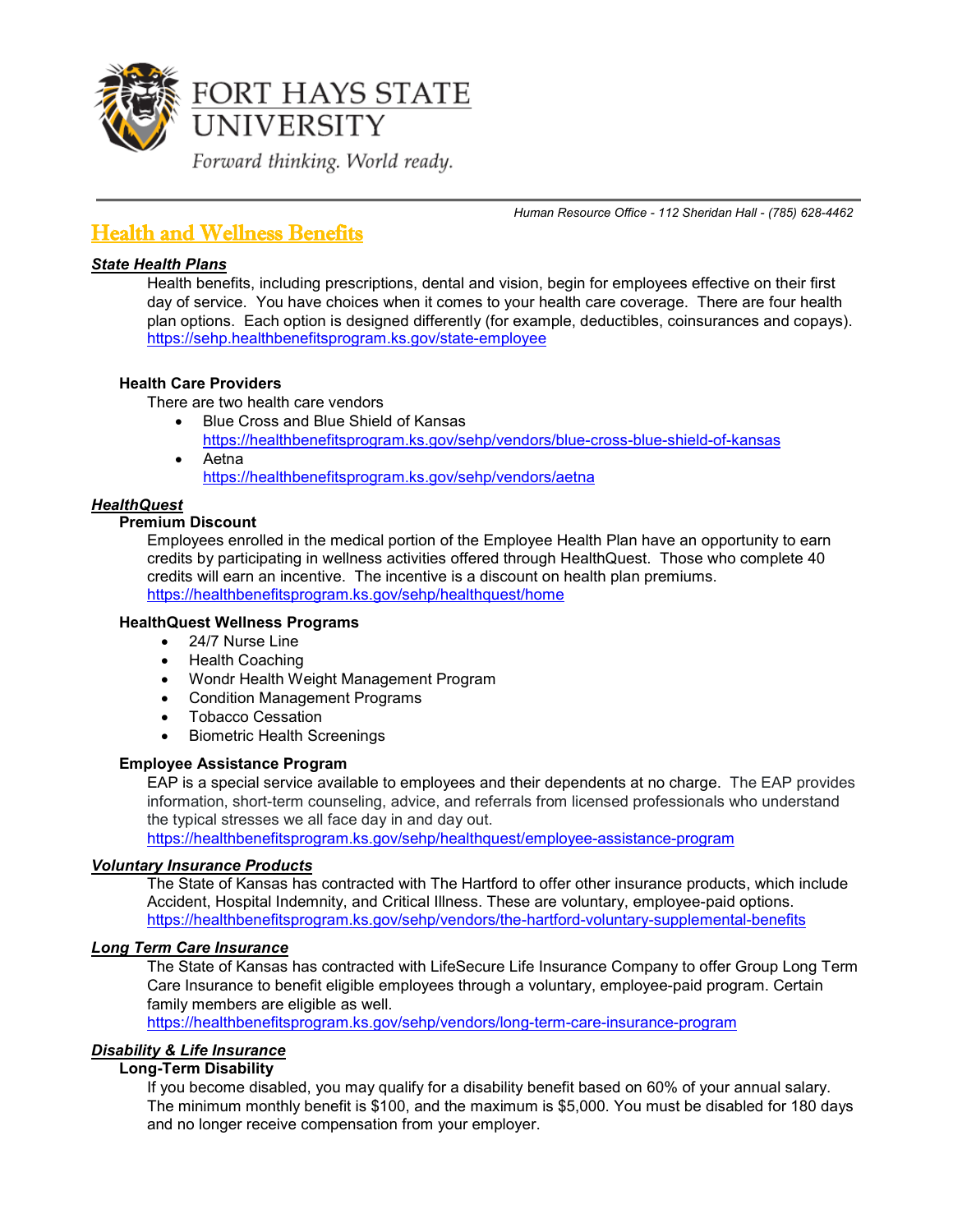FORT HAYS STATE UNIVERSITY

*Forward thinking. World ready.*

*Human Resource Office - 112 Sheridan Hall - (785) 628-4462*

# Health and Wellness Benefits

## ***State Health Plans***

Health benefits, including prescriptions, dental and vision, begin for employees effective on their first day of service. You have choices when it comes to your health care coverage. There are four health plan options. Each option is designed differently (for example, deductibles, coinsurances and copays).
https://sehp.healthbenefitsprogram.ks.gov/state-employee

### Health Care Providers

There are two health care vendors

- Blue Cross and Blue Shield of Kansas
  https://healthbenefitsprogram.ks.gov/sehp/vendors/blue-cross-blue-shield-of-kansas
- Aetna
  https://healthbenefitsprogram.ks.gov/sehp/vendors/aetna

## ***HealthQuest***

### Premium Discount

Employees enrolled in the medical portion of the Employee Health Plan have an opportunity to earn credits by participating in wellness activities offered through HealthQuest. Those who complete 40 credits will earn an incentive. The incentive is a discount on health plan premiums.
https://healthbenefitsprogram.ks.gov/sehp/healthquest/home

### HealthQuest Wellness Programs

- 24/7 Nurse Line
- Health Coaching
- Wondr Health Weight Management Program
- Condition Management Programs
- Tobacco Cessation
- Biometric Health Screenings

### Employee Assistance Program

EAP is a special service available to employees and their dependents at no charge. The EAP provides information, short-term counseling, advice, and referrals from licensed professionals who understand the typical stresses we all face day in and day out.
https://healthbenefitsprogram.ks.gov/sehp/healthquest/employee-assistance-program

## ***Voluntary Insurance Products***

The State of Kansas has contracted with The Hartford to offer other insurance products, which include Accident, Hospital Indemnity, and Critical Illness. These are voluntary, employee-paid options.
https://healthbenefitsprogram.ks.gov/sehp/vendors/the-hartford-voluntary-supplemental-benefits

## ***Long Term Care Insurance***

The State of Kansas has contracted with LifeSecure Life Insurance Company to offer Group Long Term Care Insurance to benefit eligible employees through a voluntary, employee-paid program. Certain family members are eligible as well.
https://healthbenefitsprogram.ks.gov/sehp/vendors/long-term-care-insurance-program

## ***Disability & Life Insurance***

### Long-Term Disability

If you become disabled, you may qualify for a disability benefit based on 60% of your annual salary. The minimum monthly benefit is $100, and the maximum is $5,000. You must be disabled for 180 days and no longer receive compensation from your employer.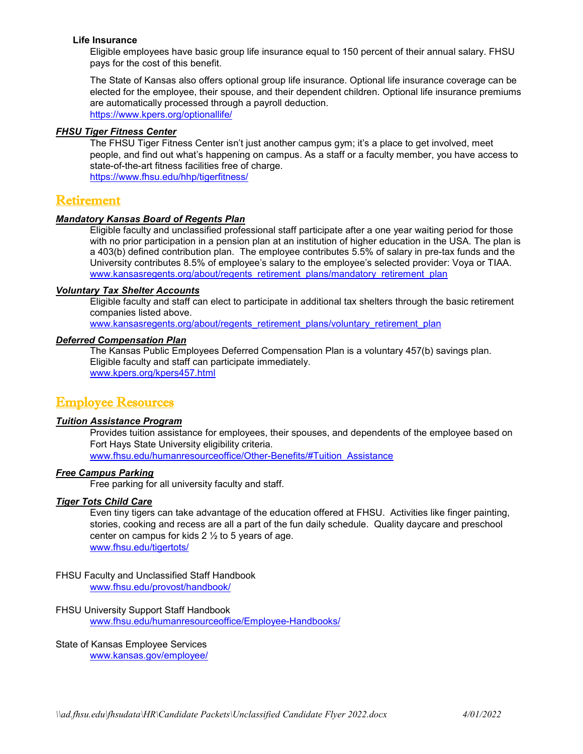**Life Insurance**

Eligible employees have basic group life insurance equal to 150 percent of their annual salary. FHSU pays for the cost of this benefit.

The State of Kansas also offers optional group life insurance. Optional life insurance coverage can be elected for the employee, their spouse, and their dependent children. Optional life insurance premiums are automatically processed through a payroll deduction.
https://www.kpers.org/optionallife/

***FHSU Tiger Fitness Center***

The FHSU Tiger Fitness Center isn't just another campus gym; it's a place to get involved, meet people, and find out what's happening on campus. As a staff or a faculty member, you have access to state-of-the-art fitness facilities free of charge.
https://www.fhsu.edu/hhp/tigerfitness/

## Retirement

***Mandatory Kansas Board of Regents Plan***

Eligible faculty and unclassified professional staff participate after a one year waiting period for those with no prior participation in a pension plan at an institution of higher education in the USA. The plan is a 403(b) defined contribution plan. The employee contributes 5.5% of salary in pre-tax funds and the University contributes 8.5% of employee's salary to the employee's selected provider: Voya or TIAA.
www.kansasregents.org/about/regents_retirement_plans/mandatory_retirement_plan

***Voluntary Tax Shelter Accounts***

Eligible faculty and staff can elect to participate in additional tax shelters through the basic retirement companies listed above.
www.kansasregents.org/about/regents_retirement_plans/voluntary_retirement_plan

***Deferred Compensation Plan***

The Kansas Public Employees Deferred Compensation Plan is a voluntary 457(b) savings plan. Eligible faculty and staff can participate immediately.
www.kpers.org/kpers457.html

## Employee Resources

***Tuition Assistance Program***

Provides tuition assistance for employees, their spouses, and dependents of the employee based on Fort Hays State University eligibility criteria.
www.fhsu.edu/humanresourceoffice/Other-Benefits/#Tuition_Assistance

***Free Campus Parking***

Free parking for all university faculty and staff.

***Tiger Tots Child Care***

Even tiny tigers can take advantage of the education offered at FHSU. Activities like finger painting, stories, cooking and recess are all a part of the fun daily schedule. Quality daycare and preschool center on campus for kids 2 ½ to 5 years of age.
www.fhsu.edu/tigertots/

FHSU Faculty and Unclassified Staff Handbook
www.fhsu.edu/provost/handbook/

FHSU University Support Staff Handbook
www.fhsu.edu/humanresourceoffice/Employee-Handbooks/

State of Kansas Employee Services
www.kansas.gov/employee/

*\\ad.fhsu.edu\fhsudata\HR\Candidate Packets\Unclassified Candidate Flyer 2022.docx* *4/01/2022*